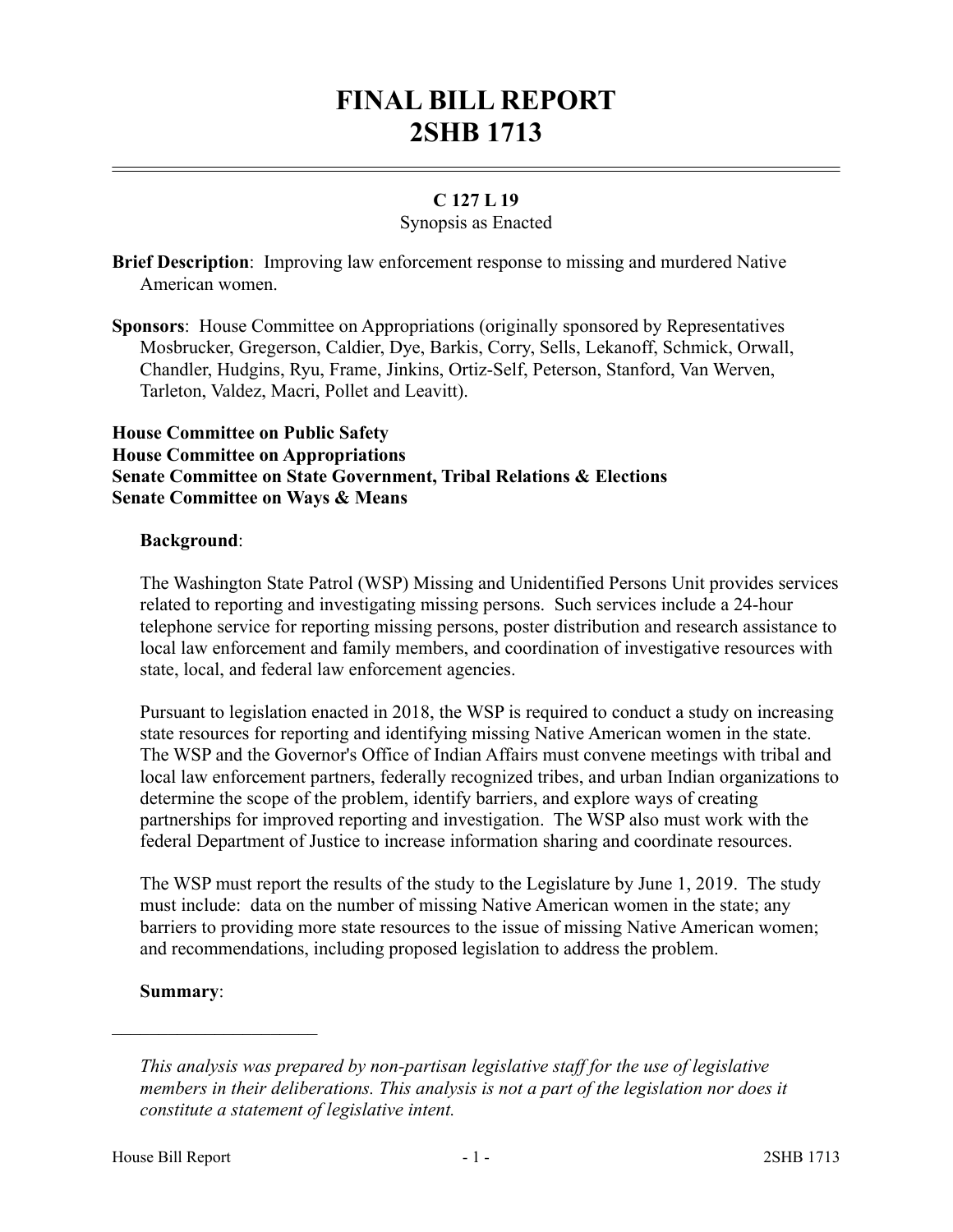# FINAL BILL REPORT
# 2SHB 1713

**C 127 L 19**
Synopsis as Enacted

**Brief Description**: Improving law enforcement response to missing and murdered Native American women.

**Sponsors**: House Committee on Appropriations (originally sponsored by Representatives Mosbrucker, Gregerson, Caldier, Dye, Barkis, Corry, Sells, Lekanoff, Schmick, Orwall, Chandler, Hudgins, Ryu, Frame, Jinkins, Ortiz-Self, Peterson, Stanford, Van Werven, Tarleton, Valdez, Macri, Pollet and Leavitt).

**House Committee on Public Safety**
**House Committee on Appropriations**
**Senate Committee on State Government, Tribal Relations & Elections**
**Senate Committee on Ways & Means**

**Background**:

The Washington State Patrol (WSP) Missing and Unidentified Persons Unit provides services related to reporting and investigating missing persons. Such services include a 24-hour telephone service for reporting missing persons, poster distribution and research assistance to local law enforcement and family members, and coordination of investigative resources with state, local, and federal law enforcement agencies.

Pursuant to legislation enacted in 2018, the WSP is required to conduct a study on increasing state resources for reporting and identifying missing Native American women in the state. The WSP and the Governor's Office of Indian Affairs must convene meetings with tribal and local law enforcement partners, federally recognized tribes, and urban Indian organizations to determine the scope of the problem, identify barriers, and explore ways of creating partnerships for improved reporting and investigation. The WSP also must work with the federal Department of Justice to increase information sharing and coordinate resources.

The WSP must report the results of the study to the Legislature by June 1, 2019. The study must include: data on the number of missing Native American women in the state; any barriers to providing more state resources to the issue of missing Native American women; and recommendations, including proposed legislation to address the problem.

**Summary**:

---

*This analysis was prepared by non-partisan legislative staff for the use of legislative members in their deliberations. This analysis is not a part of the legislation nor does it constitute a statement of legislative intent.*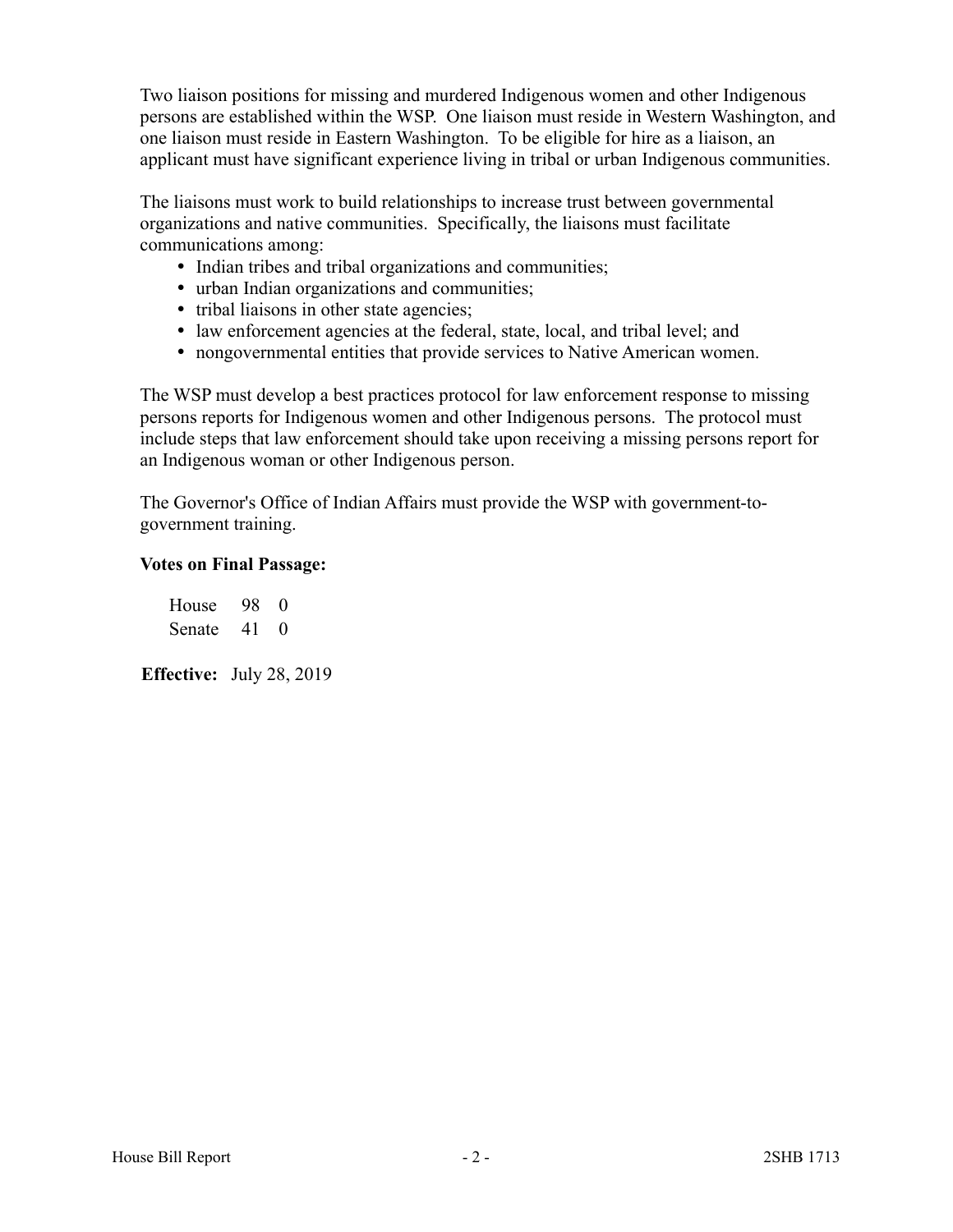Two liaison positions for missing and murdered Indigenous women and other Indigenous persons are established within the WSP. One liaison must reside in Western Washington, and one liaison must reside in Eastern Washington. To be eligible for hire as a liaison, an applicant must have significant experience living in tribal or urban Indigenous communities.

The liaisons must work to build relationships to increase trust between governmental organizations and native communities. Specifically, the liaisons must facilitate communications among:

- Indian tribes and tribal organizations and communities;
- urban Indian organizations and communities;
- tribal liaisons in other state agencies;
- law enforcement agencies at the federal, state, local, and tribal level; and
- nongovernmental entities that provide services to Native American women.

The WSP must develop a best practices protocol for law enforcement response to missing persons reports for Indigenous women and other Indigenous persons. The protocol must include steps that law enforcement should take upon receiving a missing persons report for an Indigenous woman or other Indigenous person.

The Governor's Office of Indian Affairs must provide the WSP with government-to-government training.

**Votes on Final Passage:**

| | | |
|---|---|---|
| House | 98 | 0 |
| Senate | 41 | 0 |

**Effective:** July 28, 2019